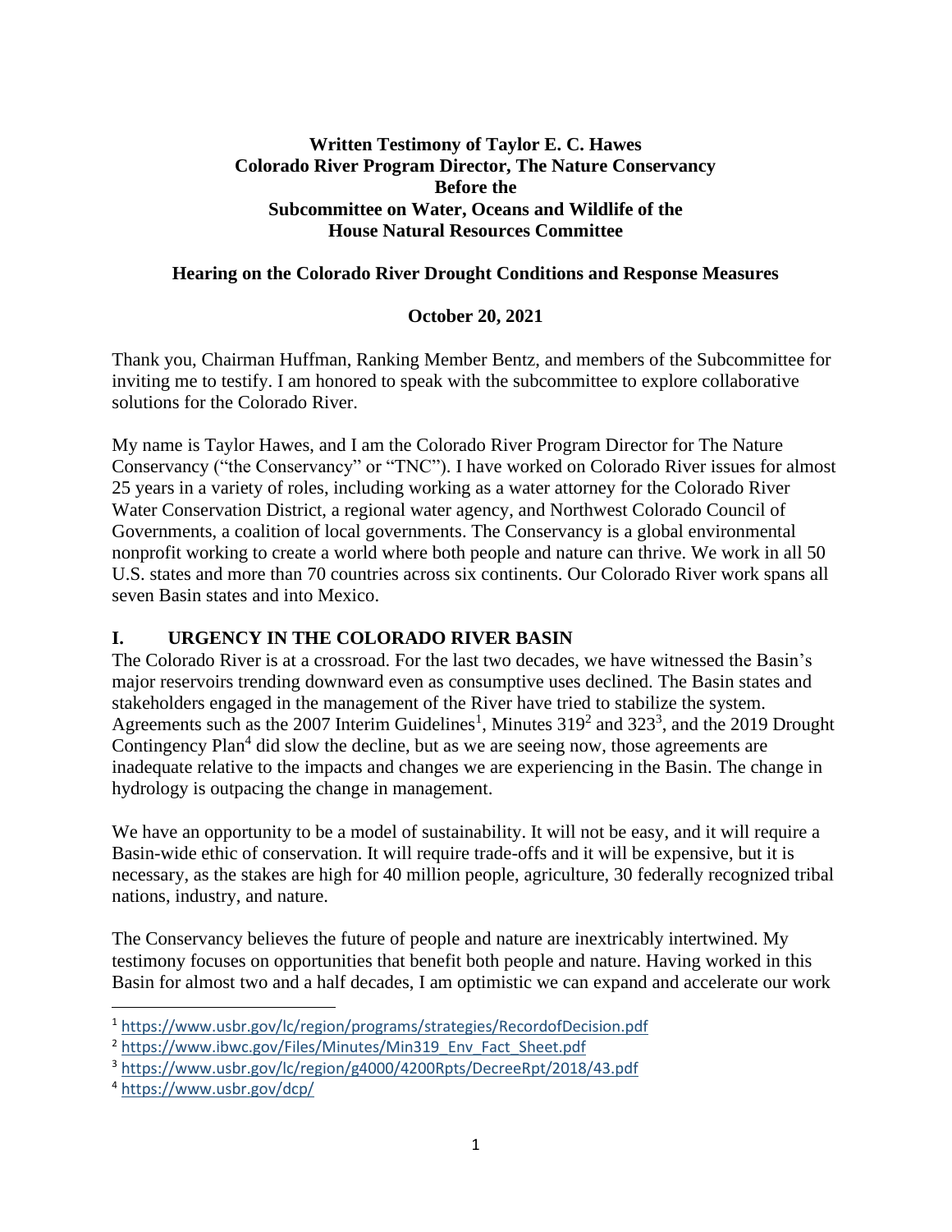**Written Testimony of Taylor E. C. Hawes**
**Colorado River Program Director, The Nature Conservancy**
**Before the**
**Subcommittee on Water, Oceans and Wildlife of the**
**House Natural Resources Committee**

**Hearing on the Colorado River Drought Conditions and Response Measures**

**October 20, 2021**

Thank you, Chairman Huffman, Ranking Member Bentz, and members of the Subcommittee for inviting me to testify. I am honored to speak with the subcommittee to explore collaborative solutions for the Colorado River.

My name is Taylor Hawes, and I am the Colorado River Program Director for The Nature Conservancy ("the Conservancy" or "TNC"). I have worked on Colorado River issues for almost 25 years in a variety of roles, including working as a water attorney for the Colorado River Water Conservation District, a regional water agency, and Northwest Colorado Council of Governments, a coalition of local governments. The Conservancy is a global environmental nonprofit working to create a world where both people and nature can thrive. We work in all 50 U.S. states and more than 70 countries across six continents. Our Colorado River work spans all seven Basin states and into Mexico.

## I. URGENCY IN THE COLORADO RIVER BASIN

The Colorado River is at a crossroad. For the last two decades, we have witnessed the Basin's major reservoirs trending downward even as consumptive uses declined. The Basin states and stakeholders engaged in the management of the River have tried to stabilize the system. Agreements such as the 2007 Interim Guidelines[1], Minutes 319[2] and 323[3], and the 2019 Drought Contingency Plan[4] did slow the decline, but as we are seeing now, those agreements are inadequate relative to the impacts and changes we are experiencing in the Basin. The change in hydrology is outpacing the change in management.

We have an opportunity to be a model of sustainability. It will not be easy, and it will require a Basin-wide ethic of conservation. It will require trade-offs and it will be expensive, but it is necessary, as the stakes are high for 40 million people, agriculture, 30 federally recognized tribal nations, industry, and nature.

The Conservancy believes the future of people and nature are inextricably intertwined. My testimony focuses on opportunities that benefit both people and nature. Having worked in this Basin for almost two and a half decades, I am optimistic we can expand and accelerate our work

---

[1] https://www.usbr.gov/lc/region/programs/strategies/RecordofDecision.pdf

[2] https://www.ibwc.gov/Files/Minutes/Min319_Env_Fact_Sheet.pdf

[3] https://www.usbr.gov/lc/region/g4000/4200Rpts/DecreeRpt/2018/43.pdf

[4] https://www.usbr.gov/dcp/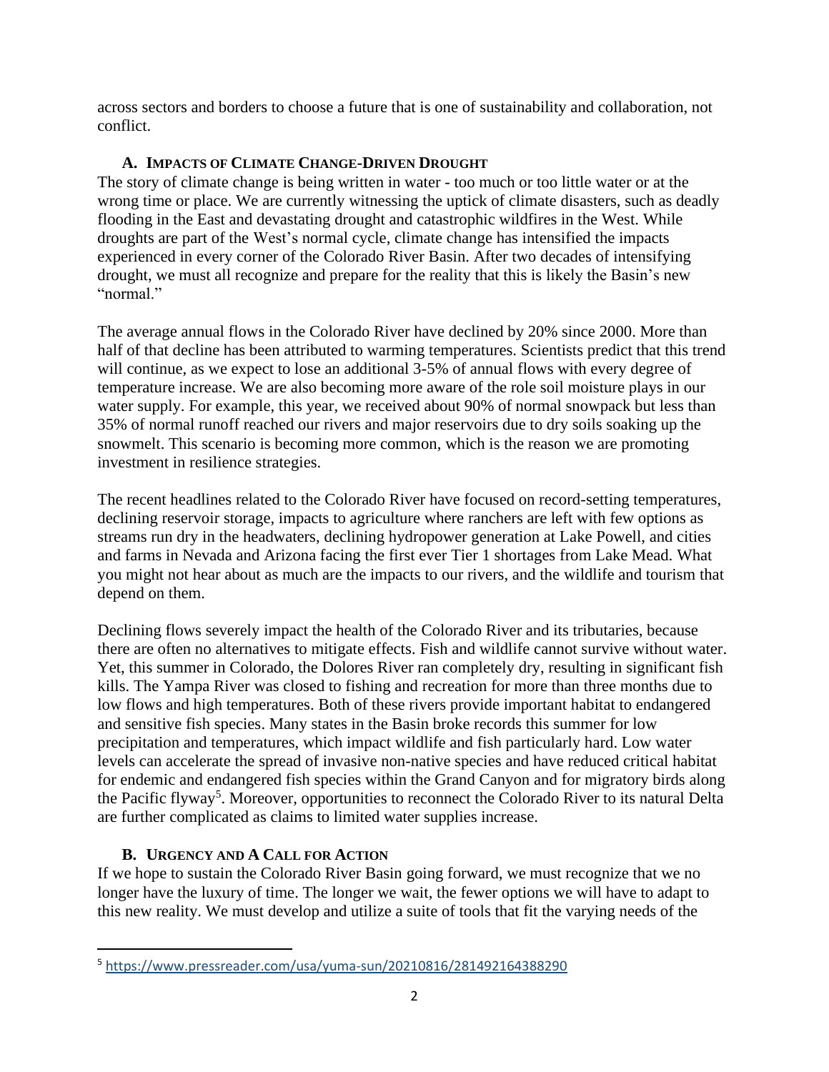across sectors and borders to choose a future that is one of sustainability and collaboration, not conflict.

### A. Impacts of Climate Change-Driven Drought

The story of climate change is being written in water - too much or too little water or at the wrong time or place. We are currently witnessing the uptick of climate disasters, such as deadly flooding in the East and devastating drought and catastrophic wildfires in the West. While droughts are part of the West's normal cycle, climate change has intensified the impacts experienced in every corner of the Colorado River Basin. After two decades of intensifying drought, we must all recognize and prepare for the reality that this is likely the Basin's new "normal."

The average annual flows in the Colorado River have declined by 20% since 2000. More than half of that decline has been attributed to warming temperatures. Scientists predict that this trend will continue, as we expect to lose an additional 3-5% of annual flows with every degree of temperature increase. We are also becoming more aware of the role soil moisture plays in our water supply. For example, this year, we received about 90% of normal snowpack but less than 35% of normal runoff reached our rivers and major reservoirs due to dry soils soaking up the snowmelt. This scenario is becoming more common, which is the reason we are promoting investment in resilience strategies.

The recent headlines related to the Colorado River have focused on record-setting temperatures, declining reservoir storage, impacts to agriculture where ranchers are left with few options as streams run dry in the headwaters, declining hydropower generation at Lake Powell, and cities and farms in Nevada and Arizona facing the first ever Tier 1 shortages from Lake Mead. What you might not hear about as much are the impacts to our rivers, and the wildlife and tourism that depend on them.

Declining flows severely impact the health of the Colorado River and its tributaries, because there are often no alternatives to mitigate effects. Fish and wildlife cannot survive without water. Yet, this summer in Colorado, the Dolores River ran completely dry, resulting in significant fish kills. The Yampa River was closed to fishing and recreation for more than three months due to low flows and high temperatures. Both of these rivers provide important habitat to endangered and sensitive fish species. Many states in the Basin broke records this summer for low precipitation and temperatures, which impact wildlife and fish particularly hard. Low water levels can accelerate the spread of invasive non-native species and have reduced critical habitat for endemic and endangered fish species within the Grand Canyon and for migratory birds along the Pacific flyway[5]. Moreover, opportunities to reconnect the Colorado River to its natural Delta are further complicated as claims to limited water supplies increase.

### B. Urgency and A Call for Action

If we hope to sustain the Colorado River Basin going forward, we must recognize that we no longer have the luxury of time. The longer we wait, the fewer options we will have to adapt to this new reality. We must develop and utilize a suite of tools that fit the varying needs of the

[5] https://www.pressreader.com/usa/yuma-sun/20210816/281492164388290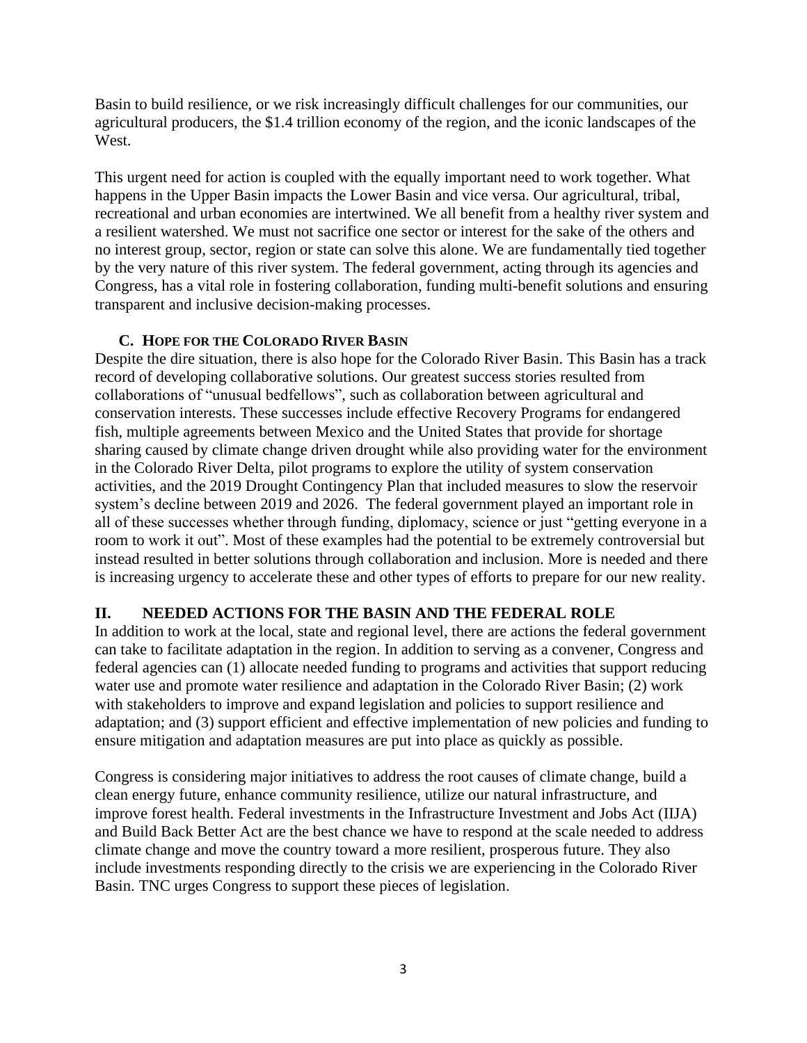Basin to build resilience, or we risk increasingly difficult challenges for our communities, our agricultural producers, the $1.4 trillion economy of the region, and the iconic landscapes of the West.

This urgent need for action is coupled with the equally important need to work together. What happens in the Upper Basin impacts the Lower Basin and vice versa. Our agricultural, tribal, recreational and urban economies are intertwined. We all benefit from a healthy river system and a resilient watershed. We must not sacrifice one sector or interest for the sake of the others and no interest group, sector, region or state can solve this alone. We are fundamentally tied together by the very nature of this river system. The federal government, acting through its agencies and Congress, has a vital role in fostering collaboration, funding multi-benefit solutions and ensuring transparent and inclusive decision-making processes.

### C. Hope for the Colorado River Basin

Despite the dire situation, there is also hope for the Colorado River Basin. This Basin has a track record of developing collaborative solutions. Our greatest success stories resulted from collaborations of "unusual bedfellows", such as collaboration between agricultural and conservation interests. These successes include effective Recovery Programs for endangered fish, multiple agreements between Mexico and the United States that provide for shortage sharing caused by climate change driven drought while also providing water for the environment in the Colorado River Delta, pilot programs to explore the utility of system conservation activities, and the 2019 Drought Contingency Plan that included measures to slow the reservoir system's decline between 2019 and 2026. The federal government played an important role in all of these successes whether through funding, diplomacy, science or just "getting everyone in a room to work it out". Most of these examples had the potential to be extremely controversial but instead resulted in better solutions through collaboration and inclusion. More is needed and there is increasing urgency to accelerate these and other types of efforts to prepare for our new reality.

## II. NEEDED ACTIONS FOR THE BASIN AND THE FEDERAL ROLE

In addition to work at the local, state and regional level, there are actions the federal government can take to facilitate adaptation in the region. In addition to serving as a convener, Congress and federal agencies can (1) allocate needed funding to programs and activities that support reducing water use and promote water resilience and adaptation in the Colorado River Basin; (2) work with stakeholders to improve and expand legislation and policies to support resilience and adaptation; and (3) support efficient and effective implementation of new policies and funding to ensure mitigation and adaptation measures are put into place as quickly as possible.

Congress is considering major initiatives to address the root causes of climate change, build a clean energy future, enhance community resilience, utilize our natural infrastructure, and improve forest health. Federal investments in the Infrastructure Investment and Jobs Act (IIJA) and Build Back Better Act are the best chance we have to respond at the scale needed to address climate change and move the country toward a more resilient, prosperous future. They also include investments responding directly to the crisis we are experiencing in the Colorado River Basin. TNC urges Congress to support these pieces of legislation.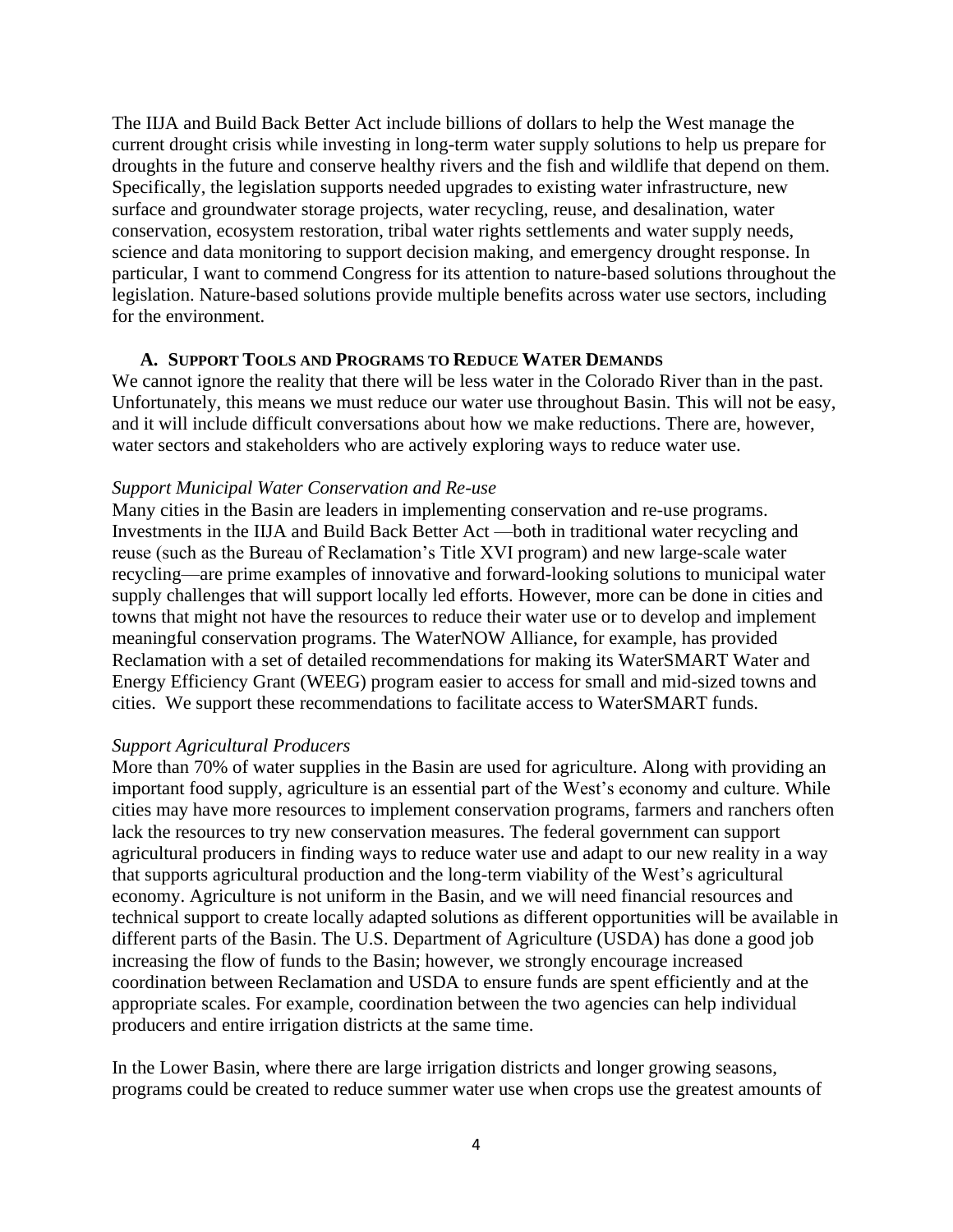The IIJA and Build Back Better Act include billions of dollars to help the West manage the current drought crisis while investing in long-term water supply solutions to help us prepare for droughts in the future and conserve healthy rivers and the fish and wildlife that depend on them. Specifically, the legislation supports needed upgrades to existing water infrastructure, new surface and groundwater storage projects, water recycling, reuse, and desalination, water conservation, ecosystem restoration, tribal water rights settlements and water supply needs, science and data monitoring to support decision making, and emergency drought response. In particular, I want to commend Congress for its attention to nature-based solutions throughout the legislation. Nature-based solutions provide multiple benefits across water use sectors, including for the environment.

### A. Support Tools and Programs to Reduce Water Demands

We cannot ignore the reality that there will be less water in the Colorado River than in the past. Unfortunately, this means we must reduce our water use throughout Basin. This will not be easy, and it will include difficult conversations about how we make reductions. There are, however, water sectors and stakeholders who are actively exploring ways to reduce water use.

*Support Municipal Water Conservation and Re-use*

Many cities in the Basin are leaders in implementing conservation and re-use programs. Investments in the IIJA and Build Back Better Act —both in traditional water recycling and reuse (such as the Bureau of Reclamation's Title XVI program) and new large-scale water recycling—are prime examples of innovative and forward-looking solutions to municipal water supply challenges that will support locally led efforts. However, more can be done in cities and towns that might not have the resources to reduce their water use or to develop and implement meaningful conservation programs. The WaterNOW Alliance, for example, has provided Reclamation with a set of detailed recommendations for making its WaterSMART Water and Energy Efficiency Grant (WEEG) program easier to access for small and mid-sized towns and cities. We support these recommendations to facilitate access to WaterSMART funds.

*Support Agricultural Producers*

More than 70% of water supplies in the Basin are used for agriculture. Along with providing an important food supply, agriculture is an essential part of the West's economy and culture. While cities may have more resources to implement conservation programs, farmers and ranchers often lack the resources to try new conservation measures. The federal government can support agricultural producers in finding ways to reduce water use and adapt to our new reality in a way that supports agricultural production and the long-term viability of the West's agricultural economy. Agriculture is not uniform in the Basin, and we will need financial resources and technical support to create locally adapted solutions as different opportunities will be available in different parts of the Basin. The U.S. Department of Agriculture (USDA) has done a good job increasing the flow of funds to the Basin; however, we strongly encourage increased coordination between Reclamation and USDA to ensure funds are spent efficiently and at the appropriate scales. For example, coordination between the two agencies can help individual producers and entire irrigation districts at the same time.

In the Lower Basin, where there are large irrigation districts and longer growing seasons, programs could be created to reduce summer water use when crops use the greatest amounts of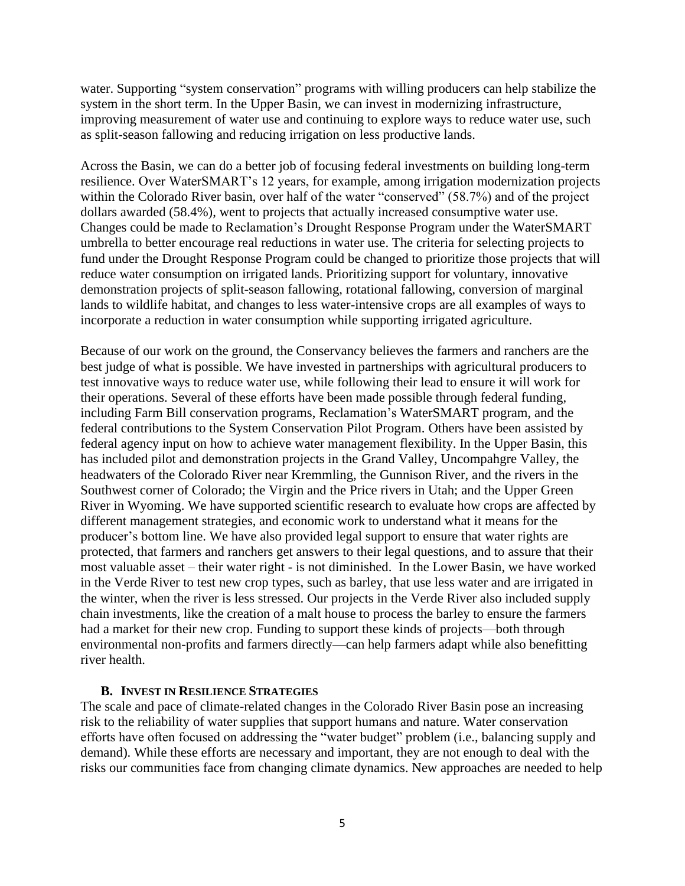water. Supporting "system conservation" programs with willing producers can help stabilize the system in the short term. In the Upper Basin, we can invest in modernizing infrastructure, improving measurement of water use and continuing to explore ways to reduce water use, such as split-season fallowing and reducing irrigation on less productive lands.

Across the Basin, we can do a better job of focusing federal investments on building long-term resilience. Over WaterSMART's 12 years, for example, among irrigation modernization projects within the Colorado River basin, over half of the water "conserved" (58.7%) and of the project dollars awarded (58.4%), went to projects that actually increased consumptive water use. Changes could be made to Reclamation's Drought Response Program under the WaterSMART umbrella to better encourage real reductions in water use. The criteria for selecting projects to fund under the Drought Response Program could be changed to prioritize those projects that will reduce water consumption on irrigated lands. Prioritizing support for voluntary, innovative demonstration projects of split-season fallowing, rotational fallowing, conversion of marginal lands to wildlife habitat, and changes to less water-intensive crops are all examples of ways to incorporate a reduction in water consumption while supporting irrigated agriculture.

Because of our work on the ground, the Conservancy believes the farmers and ranchers are the best judge of what is possible. We have invested in partnerships with agricultural producers to test innovative ways to reduce water use, while following their lead to ensure it will work for their operations. Several of these efforts have been made possible through federal funding, including Farm Bill conservation programs, Reclamation's WaterSMART program, and the federal contributions to the System Conservation Pilot Program. Others have been assisted by federal agency input on how to achieve water management flexibility. In the Upper Basin, this has included pilot and demonstration projects in the Grand Valley, Uncompahgre Valley, the headwaters of the Colorado River near Kremmling, the Gunnison River, and the rivers in the Southwest corner of Colorado; the Virgin and the Price rivers in Utah; and the Upper Green River in Wyoming. We have supported scientific research to evaluate how crops are affected by different management strategies, and economic work to understand what it means for the producer's bottom line. We have also provided legal support to ensure that water rights are protected, that farmers and ranchers get answers to their legal questions, and to assure that their most valuable asset – their water right - is not diminished. In the Lower Basin, we have worked in the Verde River to test new crop types, such as barley, that use less water and are irrigated in the winter, when the river is less stressed. Our projects in the Verde River also included supply chain investments, like the creation of a malt house to process the barley to ensure the farmers had a market for their new crop. Funding to support these kinds of projects—both through environmental non-profits and farmers directly—can help farmers adapt while also benefitting river health.

### B. Invest in Resilience Strategies

The scale and pace of climate-related changes in the Colorado River Basin pose an increasing risk to the reliability of water supplies that support humans and nature. Water conservation efforts have often focused on addressing the "water budget" problem (i.e., balancing supply and demand). While these efforts are necessary and important, they are not enough to deal with the risks our communities face from changing climate dynamics. New approaches are needed to help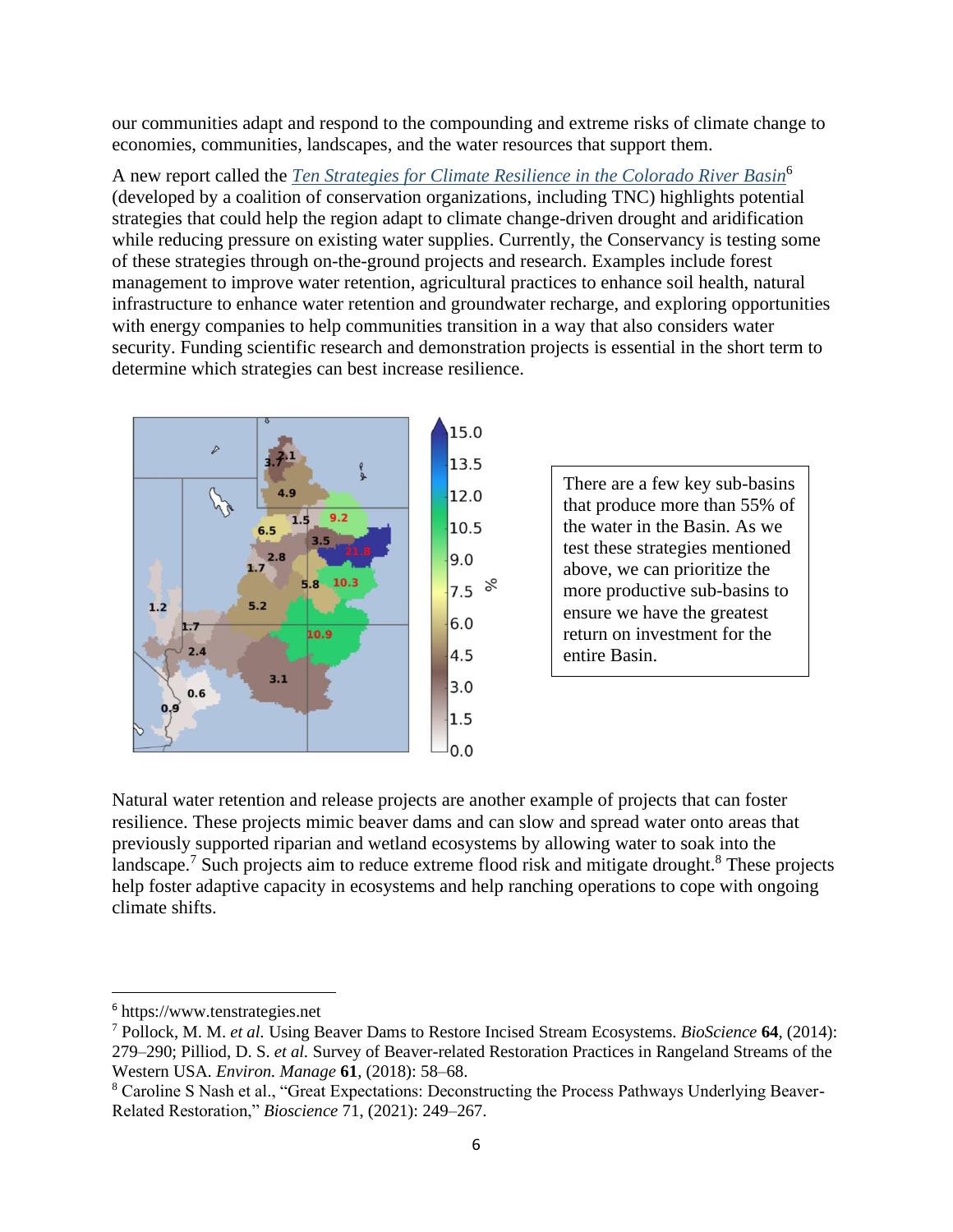our communities adapt and respond to the compounding and extreme risks of climate change to economies, communities, landscapes, and the water resources that support them.

A new report called the *Ten Strategies for Climate Resilience in the Colorado River Basin*[6] (developed by a coalition of conservation organizations, including TNC) highlights potential strategies that could help the region adapt to climate change-driven drought and aridification while reducing pressure on existing water supplies. Currently, the Conservancy is testing some of these strategies through on-the-ground projects and research. Examples include forest management to improve water retention, agricultural practices to enhance soil health, natural infrastructure to enhance water retention and groundwater recharge, and exploring opportunities with energy companies to help communities transition in a way that also considers water security. Funding scientific research and demonstration projects is essential in the short term to determine which strategies can best increase resilience.

There are a few key sub-basins that produce more than 55% of the water in the Basin. As we test these strategies mentioned above, we can prioritize the more productive sub-basins to ensure we have the greatest return on investment for the entire Basin.

Natural water retention and release projects are another example of projects that can foster resilience. These projects mimic beaver dams and can slow and spread water onto areas that previously supported riparian and wetland ecosystems by allowing water to soak into the landscape.[7] Such projects aim to reduce extreme flood risk and mitigate drought.[8] These projects help foster adaptive capacity in ecosystems and help ranching operations to cope with ongoing climate shifts.

---

[6] https://www.tenstrategies.net

[7] Pollock, M. M. *et al.* Using Beaver Dams to Restore Incised Stream Ecosystems. *BioScience* **64**, (2014): 279–290; Pilliod, D. S. *et al.* Survey of Beaver-related Restoration Practices in Rangeland Streams of the Western USA. *Environ. Manage* **61**, (2018): 58–68.

[8] Caroline S Nash et al., "Great Expectations: Deconstructing the Process Pathways Underlying Beaver-Related Restoration," *Bioscience* 71, (2021): 249–267.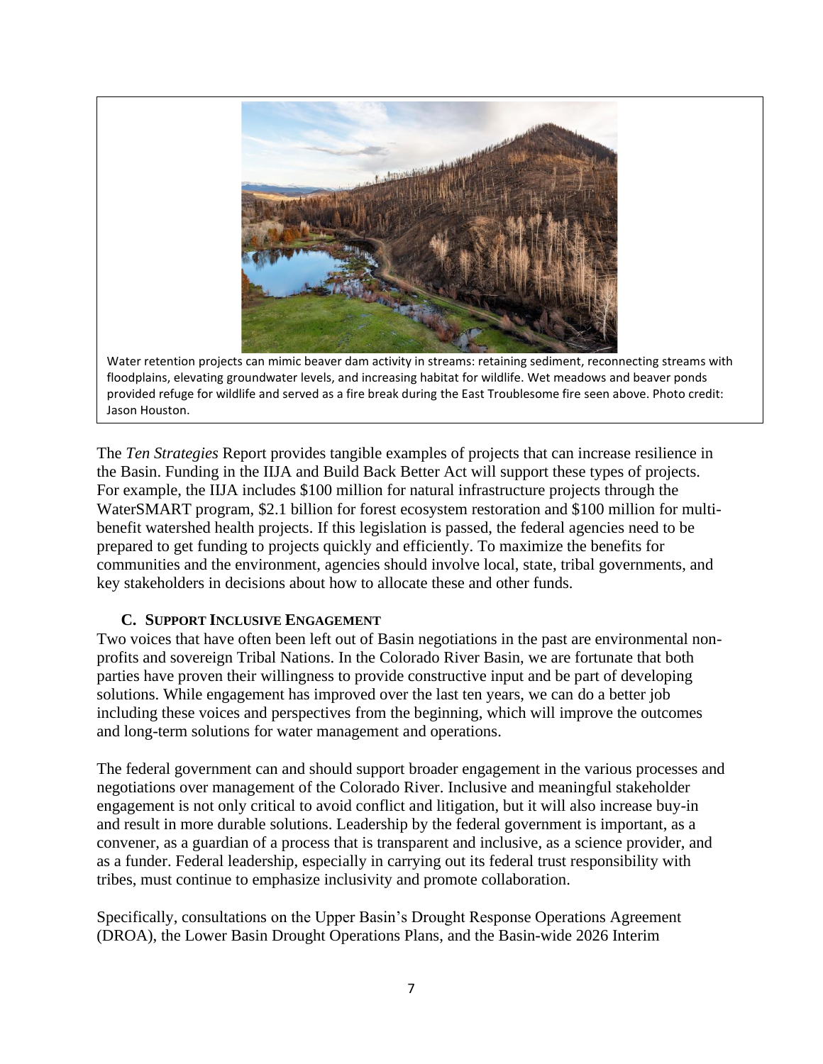Water retention projects can mimic beaver dam activity in streams: retaining sediment, reconnecting streams with floodplains, elevating groundwater levels, and increasing habitat for wildlife. Wet meadows and beaver ponds provided refuge for wildlife and served as a fire break during the East Troublesome fire seen above. Photo credit: Jason Houston.

The *Ten Strategies* Report provides tangible examples of projects that can increase resilience in the Basin. Funding in the IIJA and Build Back Better Act will support these types of projects. For example, the IIJA includes $100 million for natural infrastructure projects through the WaterSMART program, $2.1 billion for forest ecosystem restoration and $100 million for multi-benefit watershed health projects. If this legislation is passed, the federal agencies need to be prepared to get funding to projects quickly and efficiently. To maximize the benefits for communities and the environment, agencies should involve local, state, tribal governments, and key stakeholders in decisions about how to allocate these and other funds.

### C. Support Inclusive Engagement

Two voices that have often been left out of Basin negotiations in the past are environmental non-profits and sovereign Tribal Nations. In the Colorado River Basin, we are fortunate that both parties have proven their willingness to provide constructive input and be part of developing solutions. While engagement has improved over the last ten years, we can do a better job including these voices and perspectives from the beginning, which will improve the outcomes and long-term solutions for water management and operations.

The federal government can and should support broader engagement in the various processes and negotiations over management of the Colorado River. Inclusive and meaningful stakeholder engagement is not only critical to avoid conflict and litigation, but it will also increase buy-in and result in more durable solutions. Leadership by the federal government is important, as a convener, as a guardian of a process that is transparent and inclusive, as a science provider, and as a funder. Federal leadership, especially in carrying out its federal trust responsibility with tribes, must continue to emphasize inclusivity and promote collaboration.

Specifically, consultations on the Upper Basin's Drought Response Operations Agreement (DROA), the Lower Basin Drought Operations Plans, and the Basin-wide 2026 Interim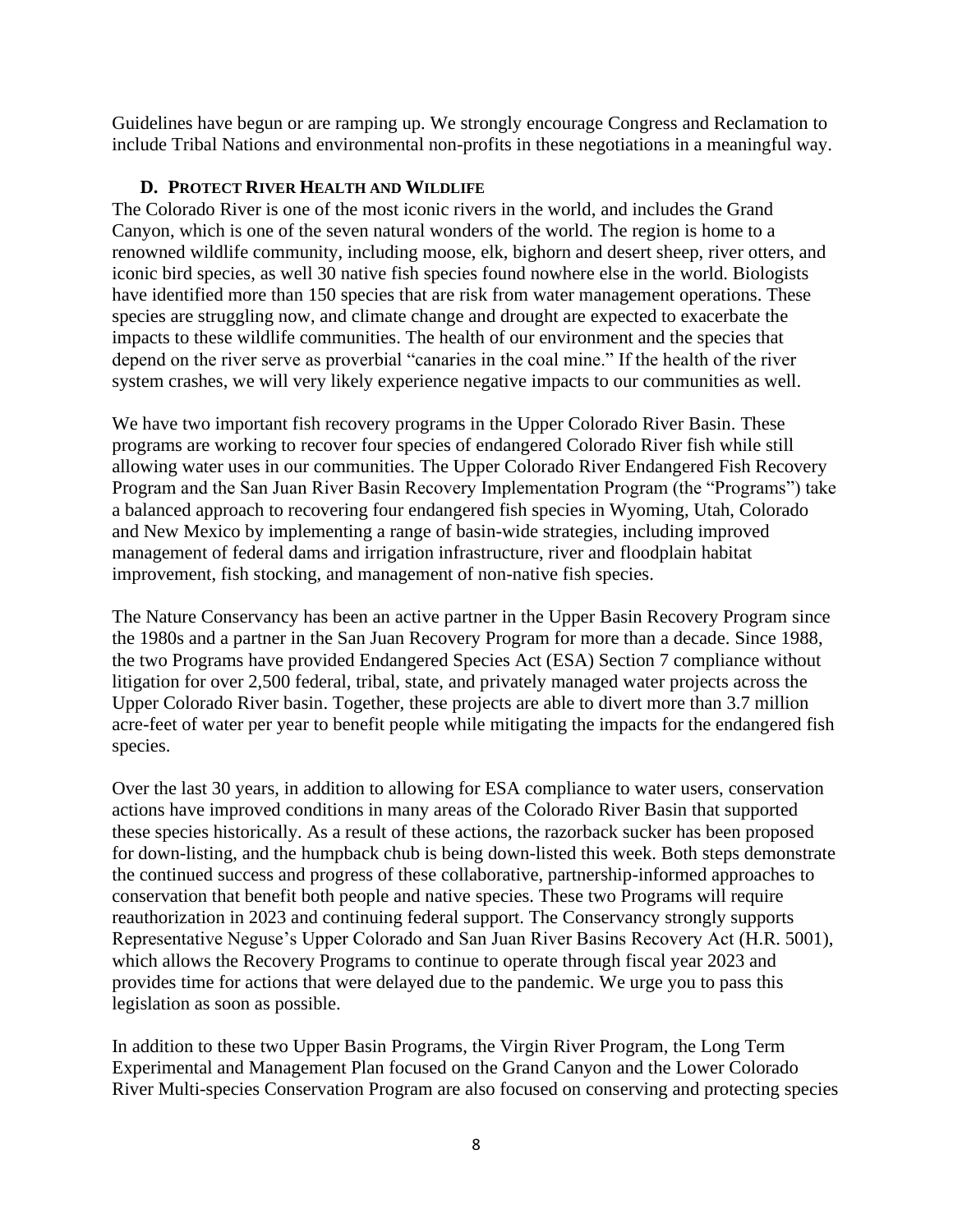Guidelines have begun or are ramping up. We strongly encourage Congress and Reclamation to include Tribal Nations and environmental non-profits in these negotiations in a meaningful way.

### D. PROTECT RIVER HEALTH AND WILDLIFE

The Colorado River is one of the most iconic rivers in the world, and includes the Grand Canyon, which is one of the seven natural wonders of the world. The region is home to a renowned wildlife community, including moose, elk, bighorn and desert sheep, river otters, and iconic bird species, as well 30 native fish species found nowhere else in the world. Biologists have identified more than 150 species that are risk from water management operations. These species are struggling now, and climate change and drought are expected to exacerbate the impacts to these wildlife communities. The health of our environment and the species that depend on the river serve as proverbial "canaries in the coal mine." If the health of the river system crashes, we will very likely experience negative impacts to our communities as well.

We have two important fish recovery programs in the Upper Colorado River Basin. These programs are working to recover four species of endangered Colorado River fish while still allowing water uses in our communities. The Upper Colorado River Endangered Fish Recovery Program and the San Juan River Basin Recovery Implementation Program (the "Programs") take a balanced approach to recovering four endangered fish species in Wyoming, Utah, Colorado and New Mexico by implementing a range of basin-wide strategies, including improved management of federal dams and irrigation infrastructure, river and floodplain habitat improvement, fish stocking, and management of non-native fish species.

The Nature Conservancy has been an active partner in the Upper Basin Recovery Program since the 1980s and a partner in the San Juan Recovery Program for more than a decade. Since 1988, the two Programs have provided Endangered Species Act (ESA) Section 7 compliance without litigation for over 2,500 federal, tribal, state, and privately managed water projects across the Upper Colorado River basin. Together, these projects are able to divert more than 3.7 million acre-feet of water per year to benefit people while mitigating the impacts for the endangered fish species.

Over the last 30 years, in addition to allowing for ESA compliance to water users, conservation actions have improved conditions in many areas of the Colorado River Basin that supported these species historically. As a result of these actions, the razorback sucker has been proposed for down-listing, and the humpback chub is being down-listed this week. Both steps demonstrate the continued success and progress of these collaborative, partnership-informed approaches to conservation that benefit both people and native species. These two Programs will require reauthorization in 2023 and continuing federal support. The Conservancy strongly supports Representative Neguse's Upper Colorado and San Juan River Basins Recovery Act (H.R. 5001), which allows the Recovery Programs to continue to operate through fiscal year 2023 and provides time for actions that were delayed due to the pandemic. We urge you to pass this legislation as soon as possible.

In addition to these two Upper Basin Programs, the Virgin River Program, the Long Term Experimental and Management Plan focused on the Grand Canyon and the Lower Colorado River Multi-species Conservation Program are also focused on conserving and protecting species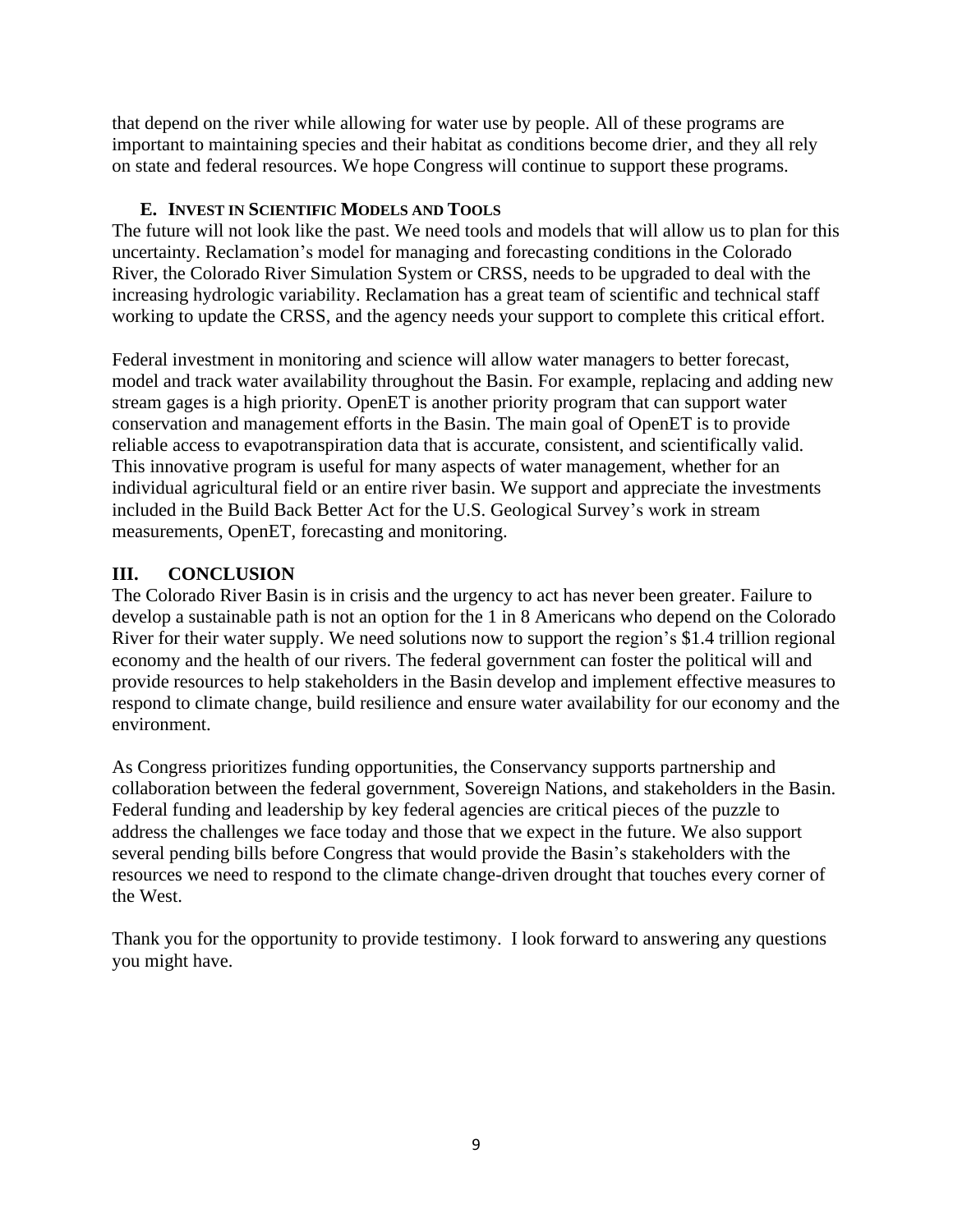that depend on the river while allowing for water use by people. All of these programs are important to maintaining species and their habitat as conditions become drier, and they all rely on state and federal resources. We hope Congress will continue to support these programs.

### E. INVEST IN SCIENTIFIC MODELS AND TOOLS

The future will not look like the past. We need tools and models that will allow us to plan for this uncertainty. Reclamation's model for managing and forecasting conditions in the Colorado River, the Colorado River Simulation System or CRSS, needs to be upgraded to deal with the increasing hydrologic variability. Reclamation has a great team of scientific and technical staff working to update the CRSS, and the agency needs your support to complete this critical effort.

Federal investment in monitoring and science will allow water managers to better forecast, model and track water availability throughout the Basin. For example, replacing and adding new stream gages is a high priority. OpenET is another priority program that can support water conservation and management efforts in the Basin. The main goal of OpenET is to provide reliable access to evapotranspiration data that is accurate, consistent, and scientifically valid. This innovative program is useful for many aspects of water management, whether for an individual agricultural field or an entire river basin. We support and appreciate the investments included in the Build Back Better Act for the U.S. Geological Survey's work in stream measurements, OpenET, forecasting and monitoring.

## III. CONCLUSION

The Colorado River Basin is in crisis and the urgency to act has never been greater. Failure to develop a sustainable path is not an option for the 1 in 8 Americans who depend on the Colorado River for their water supply. We need solutions now to support the region's $1.4 trillion regional economy and the health of our rivers. The federal government can foster the political will and provide resources to help stakeholders in the Basin develop and implement effective measures to respond to climate change, build resilience and ensure water availability for our economy and the environment.

As Congress prioritizes funding opportunities, the Conservancy supports partnership and collaboration between the federal government, Sovereign Nations, and stakeholders in the Basin. Federal funding and leadership by key federal agencies are critical pieces of the puzzle to address the challenges we face today and those that we expect in the future. We also support several pending bills before Congress that would provide the Basin's stakeholders with the resources we need to respond to the climate change-driven drought that touches every corner of the West.

Thank you for the opportunity to provide testimony. I look forward to answering any questions you might have.